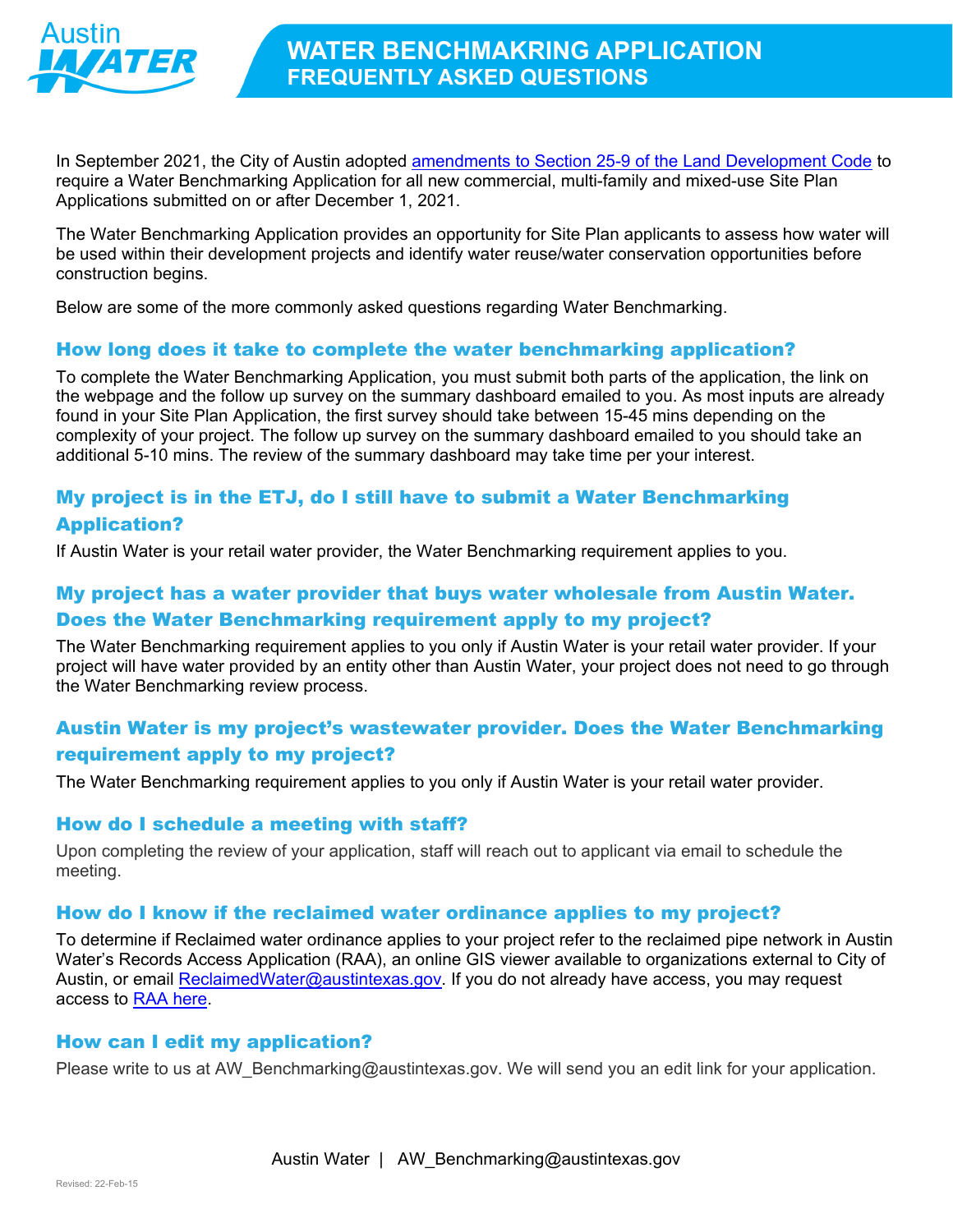Austin WATER

# WATER BENCHMAKRING APPLICATION
## FREQUENTLY ASKED QUESTIONS

In September 2021, the City of Austin adopted [amendments to Section 25-9 of the Land Development Code]() to require a Water Benchmarking Application for all new commercial, multi-family and mixed-use Site Plan Applications submitted on or after December 1, 2021.

The Water Benchmarking Application provides an opportunity for Site Plan applicants to assess how water will be used within their development projects and identify water reuse/water conservation opportunities before construction begins.

Below are some of the more commonly asked questions regarding Water Benchmarking.

### How long does it take to complete the water benchmarking application?

To complete the Water Benchmarking Application, you must submit both parts of the application, the link on the webpage and the follow up survey on the summary dashboard emailed to you. As most inputs are already found in your Site Plan Application, the first survey should take between 15-45 mins depending on the complexity of your project. The follow up survey on the summary dashboard emailed to you should take an additional 5-10 mins. The review of the summary dashboard may take time per your interest.

### My project is in the ETJ, do I still have to submit a Water Benchmarking Application?

If Austin Water is your retail water provider, the Water Benchmarking requirement applies to you.

### My project has a water provider that buys water wholesale from Austin Water. Does the Water Benchmarking requirement apply to my project?

The Water Benchmarking requirement applies to you only if Austin Water is your retail water provider. If your project will have water provided by an entity other than Austin Water, your project does not need to go through the Water Benchmarking review process.

### Austin Water is my project's wastewater provider. Does the Water Benchmarking requirement apply to my project?

The Water Benchmarking requirement applies to you only if Austin Water is your retail water provider.

### How do I schedule a meeting with staff?

Upon completing the review of your application, staff will reach out to applicant via email to schedule the meeting.

### How do I know if the reclaimed water ordinance applies to my project?

To determine if Reclaimed water ordinance applies to your project refer to the reclaimed pipe network in Austin Water's Records Access Application (RAA), an online GIS viewer available to organizations external to City of Austin, or email [ReclaimedWater@austintexas.gov](mailto:ReclaimedWater@austintexas.gov). If you do not already have access, you may request access to [RAA here]().

### How can I edit my application?

Please write to us at AW_Benchmarking@austintexas.gov. We will send you an edit link for your application.

Austin Water | AW_Benchmarking@austintexas.gov

Revised: 22-Feb-15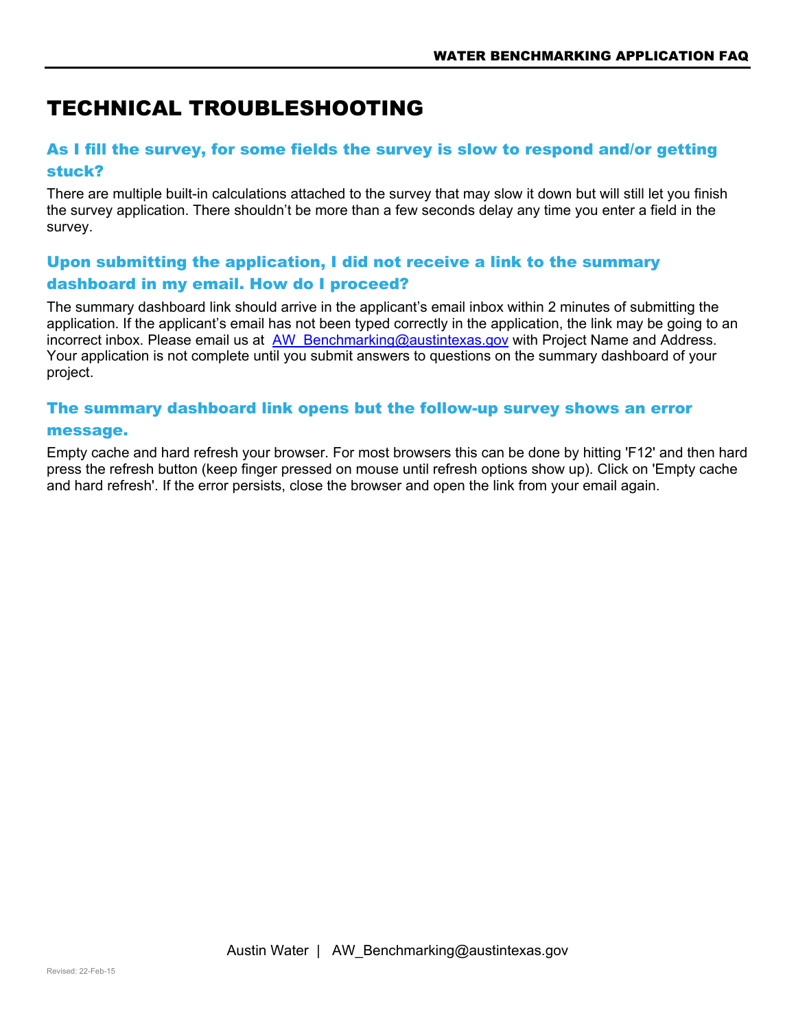# TECHNICAL TROUBLESHOOTING

### As I fill the survey, for some fields the survey is slow to respond and/or getting stuck?

There are multiple built-in calculations attached to the survey that may slow it down but will still let you finish the survey application. There shouldn't be more than a few seconds delay any time you enter a field in the survey.

### Upon submitting the application, I did not receive a link to the summary dashboard in my email. How do I proceed?

The summary dashboard link should arrive in the applicant's email inbox within 2 minutes of submitting the application. If the applicant's email has not been typed correctly in the application, the link may be going to an incorrect inbox. Please email us at AW_Benchmarking@austintexas.gov with Project Name and Address. Your application is not complete until you submit answers to questions on the summary dashboard of your project.

### The summary dashboard link opens but the follow-up survey shows an error message.

Empty cache and hard refresh your browser. For most browsers this can be done by hitting 'F12' and then hard press the refresh button (keep finger pressed on mouse until refresh options show up). Click on 'Empty cache and hard refresh'. If the error persists, close the browser and open the link from your email again.